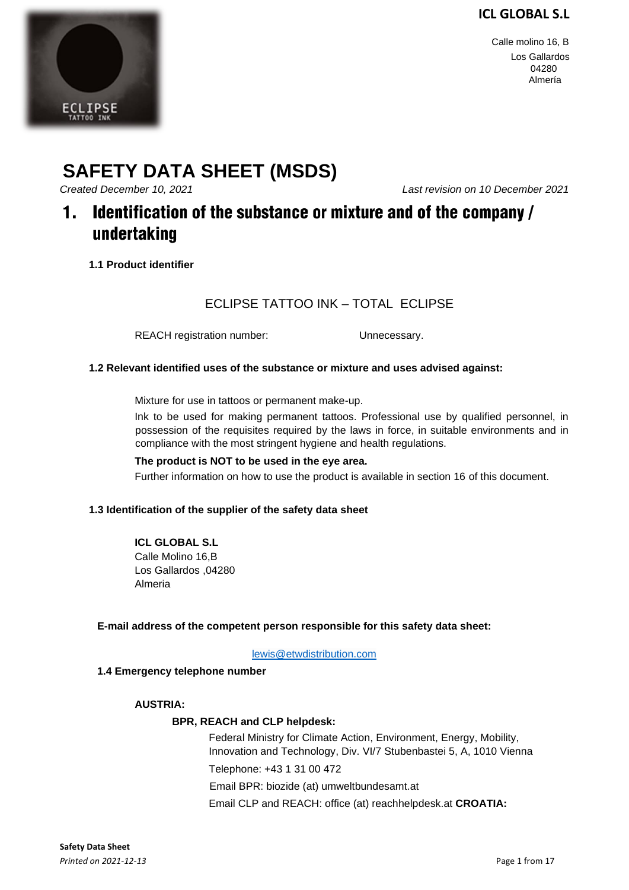**ICL GLOBAL S.L**

Calle molino 16, B
Los Gallardos
04280
Almería

# SAFETY DATA SHEET (MSDS)

*Created December 10, 2021* *Last revision on 10 December 2021*

## 1. Identification of the substance or mixture and of the company / undertaking

### 1.1 Product identifier

ECLIPSE TATTOO INK – TOTAL ECLIPSE

REACH registration number: Unnecessary.

### 1.2 Relevant identified uses of the substance or mixture and uses advised against:

Mixture for use in tattoos or permanent make-up.

Ink to be used for making permanent tattoos. Professional use by qualified personnel, in possession of the requisites required by the laws in force, in suitable environments and in compliance with the most stringent hygiene and health regulations.

**The product is NOT to be used in the eye area.**

Further information on how to use the product is available in section 16 of this document.

### 1.3 Identification of the supplier of the safety data sheet

**ICL GLOBAL S.L**
Calle Molino 16,B
Los Gallardos ,04280
Almeria

**E-mail address of the competent person responsible for this safety data sheet:**

lewis@etwdistribution.com

### 1.4 Emergency telephone number

**AUSTRIA:**

**BPR, REACH and CLP helpdesk:**

Federal Ministry for Climate Action, Environment, Energy, Mobility, Innovation and Technology, Div. VI/7 Stubenbastei 5, A, 1010 Vienna

Telephone: +43 1 31 00 472

Email BPR: biozide (at) umweltbundesamt.at

Email CLP and REACH: office (at) reachhelpdesk.at **CROATIA:**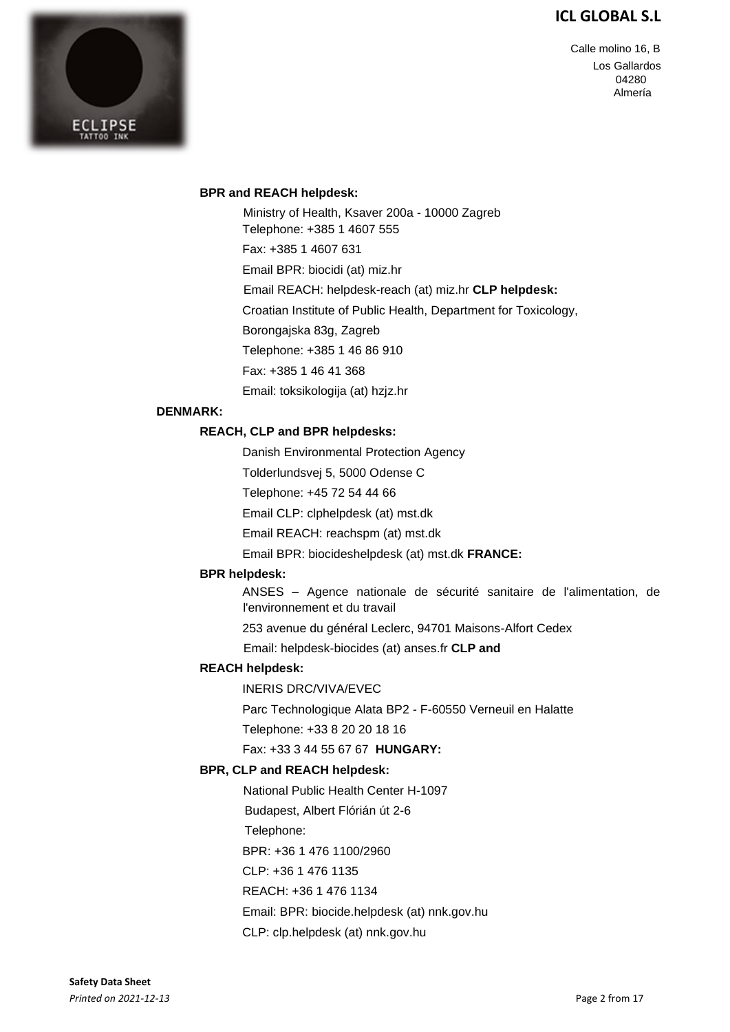**BPR and REACH helpdesk:**

Ministry of Health, Ksaver 200a - 10000 Zagreb
Telephone: +385 1 4607 555

Fax: +385 1 4607 631

Email BPR: biocidi (at) miz.hr

Email REACH: helpdesk-reach (at) miz.hr

**CLP helpdesk:**

Croatian Institute of Public Health, Department for Toxicology,

Borongajska 83g, Zagreb

Telephone: +385 1 46 86 910

Fax: +385 1 46 41 368

Email: toksikologija (at) hzjz.hr

**DENMARK:**

**REACH, CLP and BPR helpdesks:**

Danish Environmental Protection Agency

Tolderlundsvej 5, 5000 Odense C

Telephone: +45 72 54 44 66

Email CLP: clphelpdesk (at) mst.dk

Email REACH: reachspm (at) mst.dk

Email BPR: biocideshelpdesk (at) mst.dk

**FRANCE:**

**BPR helpdesk:**

ANSES – Agence nationale de sécurité sanitaire de l'alimentation, de l'environnement et du travail

253 avenue du général Leclerc, 94701 Maisons-Alfort Cedex

Email: helpdesk-biocides (at) anses.fr

**CLP and REACH helpdesk:**

INERIS DRC/VIVA/EVEC

Parc Technologique Alata BP2 - F-60550 Verneuil en Halatte

Telephone: +33 8 20 20 18 16

Fax: +33 3 44 55 67 67

**HUNGARY:**

**BPR, CLP and REACH helpdesk:**

National Public Health Center H-1097

Budapest, Albert Flórián út 2-6

Telephone:

BPR: +36 1 476 1100/2960

CLP: +36 1 476 1135

REACH: +36 1 476 1134

Email: BPR: biocide.helpdesk (at) nnk.gov.hu

CLP: clp.helpdesk (at) nnk.gov.hu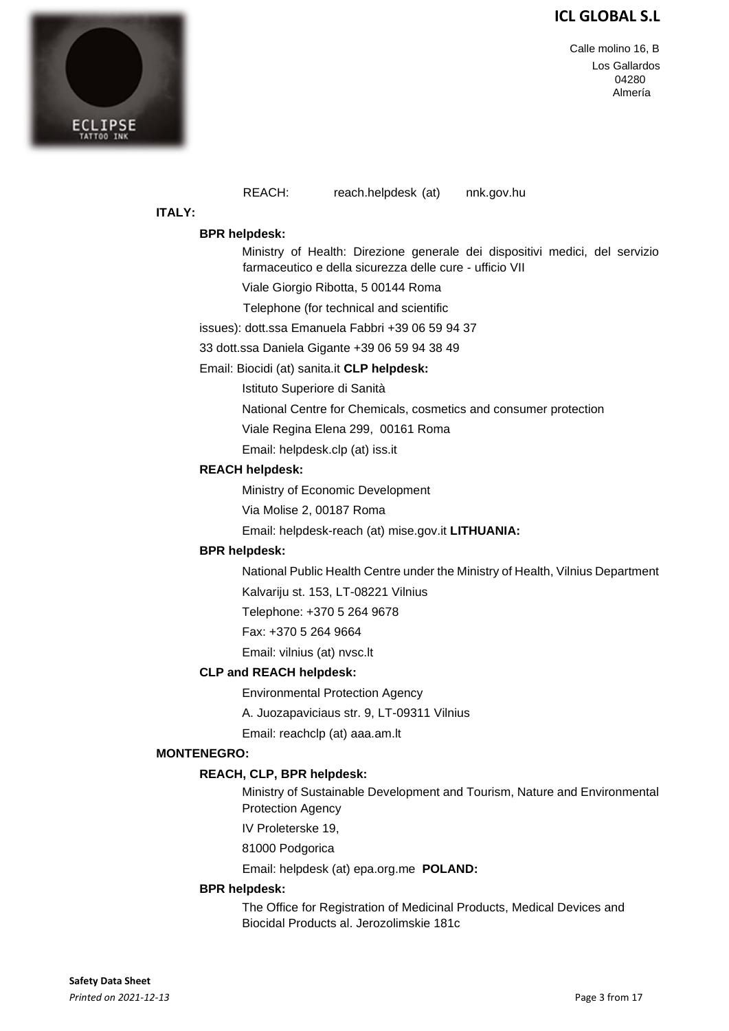REACH: reach.helpdesk (at) nnk.gov.hu

**ITALY:**

**BPR helpdesk:**

Ministry of Health: Direzione generale dei dispositivi medici, del servizio farmaceutico e della sicurezza delle cure - ufficio VII

Viale Giorgio Ribotta, 5 00144 Roma

Telephone (for technical and scientific issues): dott.ssa Emanuela Fabbri +39 06 59 94 37 33 dott.ssa Daniela Gigante +39 06 59 94 38 49

Email: Biocidi (at) sanita.it

**CLP helpdesk:**

Istituto Superiore di Sanità

National Centre for Chemicals, cosmetics and consumer protection

Viale Regina Elena 299, 00161 Roma

Email: helpdesk.clp (at) iss.it

**REACH helpdesk:**

Ministry of Economic Development

Via Molise 2, 00187 Roma

Email: helpdesk-reach (at) mise.gov.it

**LITHUANIA:**

**BPR helpdesk:**

National Public Health Centre under the Ministry of Health, Vilnius Department

Kalvariju st. 153, LT-08221 Vilnius

Telephone: +370 5 264 9678

Fax: +370 5 264 9664

Email: vilnius (at) nvsc.lt

**CLP and REACH helpdesk:**

Environmental Protection Agency

A. Juozapaviciaus str. 9, LT-09311 Vilnius

Email: reachclp (at) aaa.am.lt

**MONTENEGRO:**

**REACH, CLP, BPR helpdesk:**

Ministry of Sustainable Development and Tourism, Nature and Environmental Protection Agency

IV Proleterske 19,

81000 Podgorica

Email: helpdesk (at) epa.org.me

**POLAND:**

**BPR helpdesk:**

The Office for Registration of Medicinal Products, Medical Devices and Biocidal Products al. Jerozolimskie 181c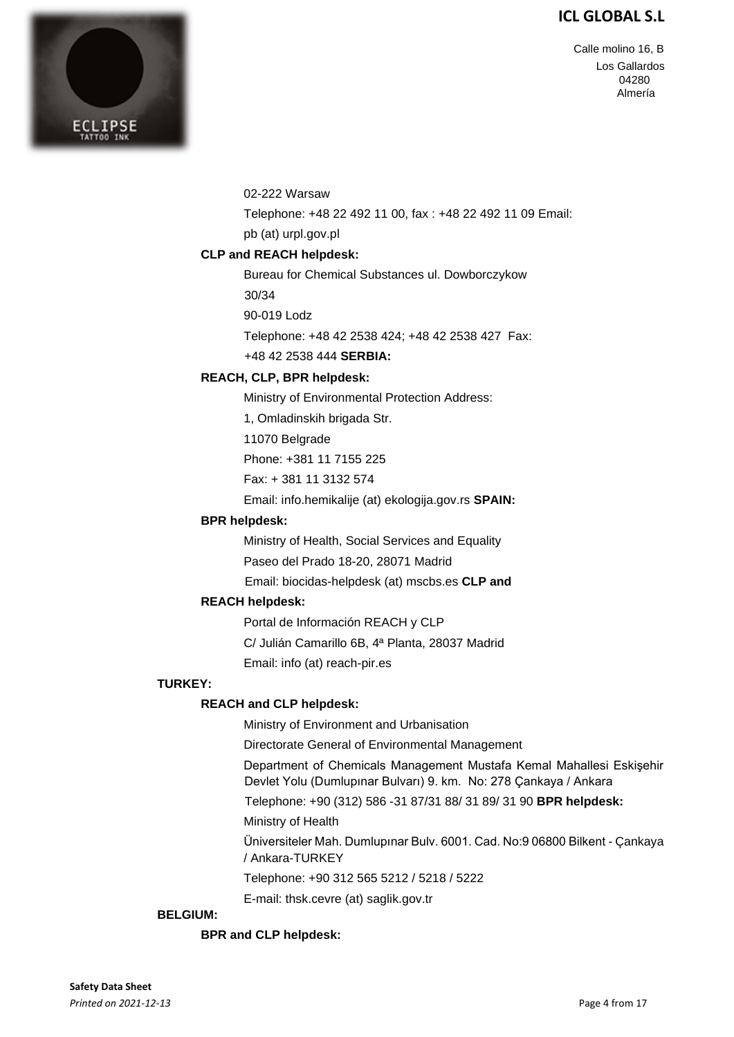02-222 Warsaw

Telephone: +48 22 492 11 00, fax : +48 22 492 11 09 Email: pb (at) urpl.gov.pl

**CLP and REACH helpdesk:**

Bureau for Chemical Substances ul. Dowborczykow 30/34

90-019 Lodz

Telephone: +48 42 2538 424; +48 42 2538 427 Fax: +48 42 2538 444 **SERBIA:**

**REACH, CLP, BPR helpdesk:**

Ministry of Environmental Protection Address:

1, Omladinskih brigada Str.

11070 Belgrade

Phone: +381 11 7155 225

Fax: + 381 11 3132 574

Email: info.hemikalije (at) ekologija.gov.rs **SPAIN:**

**BPR helpdesk:**

Ministry of Health, Social Services and Equality

Paseo del Prado 18-20, 28071 Madrid

Email: biocidas-helpdesk (at) mscbs.es **CLP and REACH helpdesk:**

Portal de Información REACH y CLP

C/ Julián Camarillo 6B, 4ª Planta, 28037 Madrid

Email: info (at) reach-pir.es

**TURKEY:**

**REACH and CLP helpdesk:**

Ministry of Environment and Urbanisation

Directorate General of Environmental Management

Department of Chemicals Management Mustafa Kemal Mahallesi Eskişehir Devlet Yolu (Dumlupınar Bulvarı) 9. km. No: 278 Çankaya / Ankara

Telephone: +90 (312) 586 -31 87/31 88/ 31 89/ 31 90 **BPR helpdesk:**

Ministry of Health

Üniversiteler Mah. Dumlupınar Bulv. 6001. Cad. No:9 06800 Bilkent - Çankaya / Ankara-TURKEY

Telephone: +90 312 565 5212 / 5218 / 5222

E-mail: thsk.cevre (at) saglik.gov.tr

**BELGIUM:**

**BPR and CLP helpdesk:**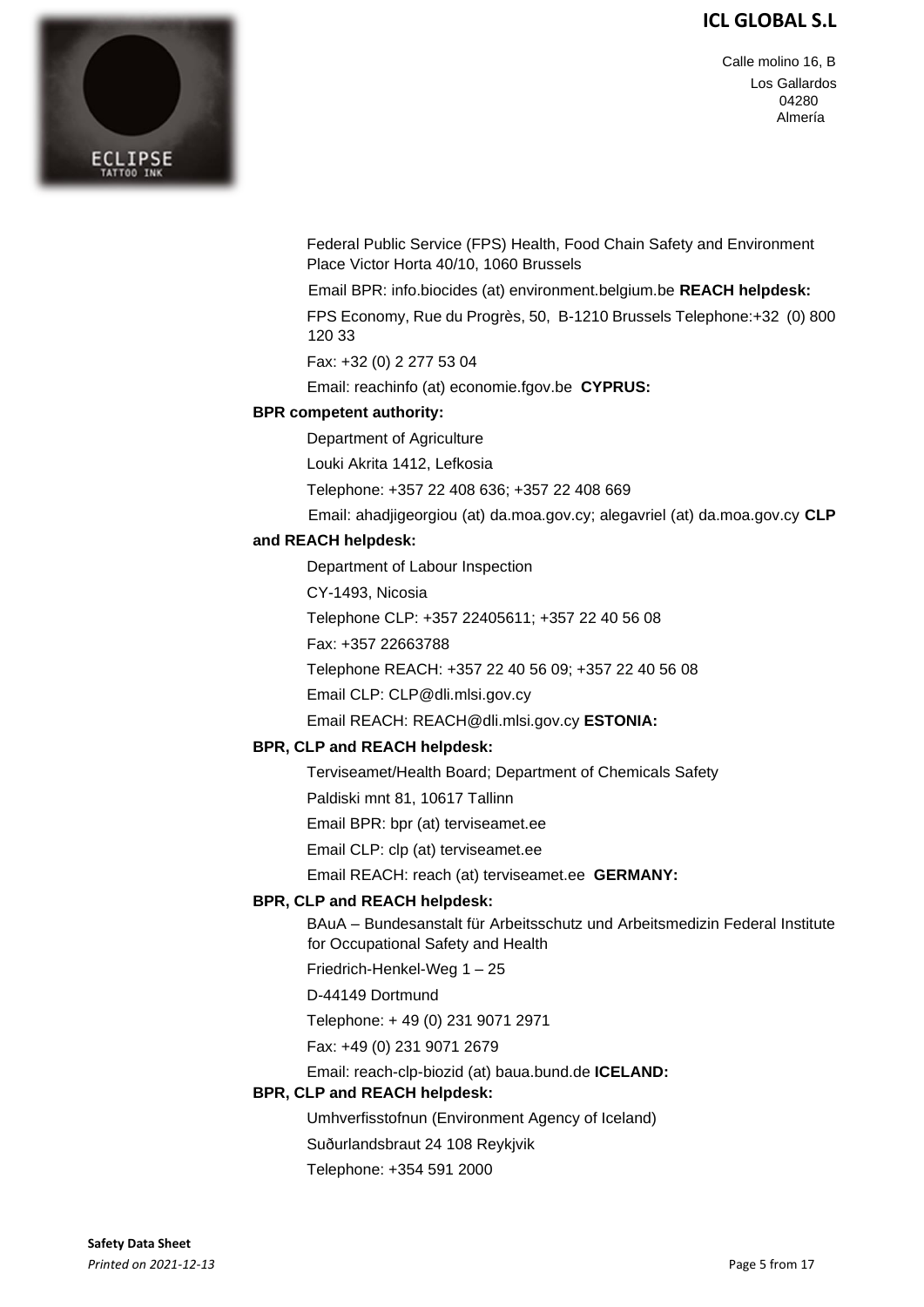Federal Public Service (FPS) Health, Food Chain Safety and Environment Place Victor Horta 40/10, 1060 Brussels

Email BPR: info.biocides (at) environment.belgium.be **REACH helpdesk:**

FPS Economy, Rue du Progrès, 50, B-1210 Brussels Telephone:+32 (0) 800 120 33

Fax: +32 (0) 2 277 53 04

Email: reachinfo (at) economie.fgov.be **CYPRUS:**

**BPR competent authority:**

Department of Agriculture

Louki Akrita 1412, Lefkosia

Telephone: +357 22 408 636; +357 22 408 669

Email: ahadjigeorgiou (at) da.moa.gov.cy; alegavriel (at) da.moa.gov.cy **CLP and REACH helpdesk:**

Department of Labour Inspection

CY-1493, Nicosia

Telephone CLP: +357 22405611; +357 22 40 56 08

Fax: +357 22663788

Telephone REACH: +357 22 40 56 09; +357 22 40 56 08

Email CLP: CLP@dli.mlsi.gov.cy

Email REACH: REACH@dli.mlsi.gov.cy **ESTONIA:**

**BPR, CLP and REACH helpdesk:**

Terviseamet/Health Board; Department of Chemicals Safety

Paldiski mnt 81, 10617 Tallinn

Email BPR: bpr (at) terviseamet.ee

Email CLP: clp (at) terviseamet.ee

Email REACH: reach (at) terviseamet.ee **GERMANY:**

**BPR, CLP and REACH helpdesk:**

BAuA – Bundesanstalt für Arbeitsschutz und Arbeitsmedizin Federal Institute for Occupational Safety and Health

Friedrich-Henkel-Weg 1 – 25

D-44149 Dortmund

Telephone: + 49 (0) 231 9071 2971

Fax: +49 (0) 231 9071 2679

Email: reach-clp-biozid (at) baua.bund.de **ICELAND:**

**BPR, CLP and REACH helpdesk:**

Umhverfisstofnun (Environment Agency of Iceland)

Suðurlandsbraut 24 108 Reykjvik

Telephone: +354 591 2000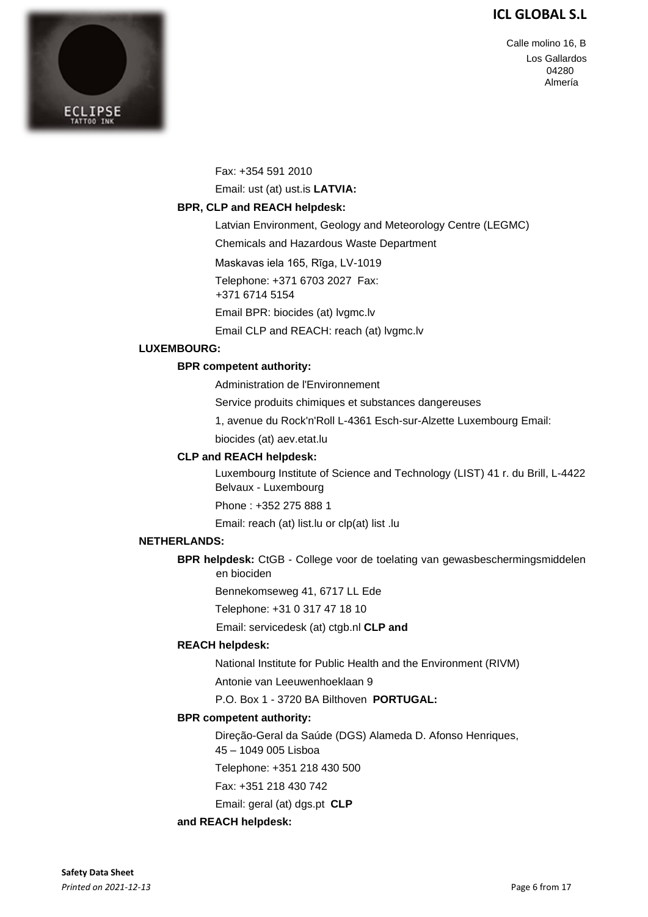Fax: +354 591 2010

Email: ust (at) ust.is **LATVIA:**

**BPR, CLP and REACH helpdesk:**

Latvian Environment, Geology and Meteorology Centre (LEGMC)

Chemicals and Hazardous Waste Department

Maskavas iela 165, Rīga, LV-1019

Telephone: +371 6703 2027 Fax: +371 6714 5154

Email BPR: biocides (at) lvgmc.lv

Email CLP and REACH: reach (at) lvgmc.lv

**LUXEMBOURG:**

**BPR competent authority:**

Administration de l'Environnement

Service produits chimiques et substances dangereuses

1, avenue du Rock'n'Roll L-4361 Esch-sur-Alzette Luxembourg Email: biocides (at) aev.etat.lu

**CLP and REACH helpdesk:**

Luxembourg Institute of Science and Technology (LIST) 41 r. du Brill, L-4422 Belvaux - Luxembourg

Phone : +352 275 888 1

Email: reach (at) list.lu or clp(at) list .lu

**NETHERLANDS:**

**BPR helpdesk:** CtGB - College voor de toelating van gewasbeschermingsmiddelen en biociden

Bennekomseweg 41, 6717 LL Ede

Telephone: +31 0 317 47 18 10

Email: servicedesk (at) ctgb.nl **CLP and**

**REACH helpdesk:**

National Institute for Public Health and the Environment (RIVM)

Antonie van Leeuwenhoeklaan 9

P.O. Box 1 - 3720 BA Bilthoven **PORTUGAL:**

**BPR competent authority:**

Direção-Geral da Saúde (DGS) Alameda D. Afonso Henriques, 45 – 1049 005 Lisboa

Telephone: +351 218 430 500

Fax: +351 218 430 742

Email: geral (at) dgs.pt **CLP**

**and REACH helpdesk:**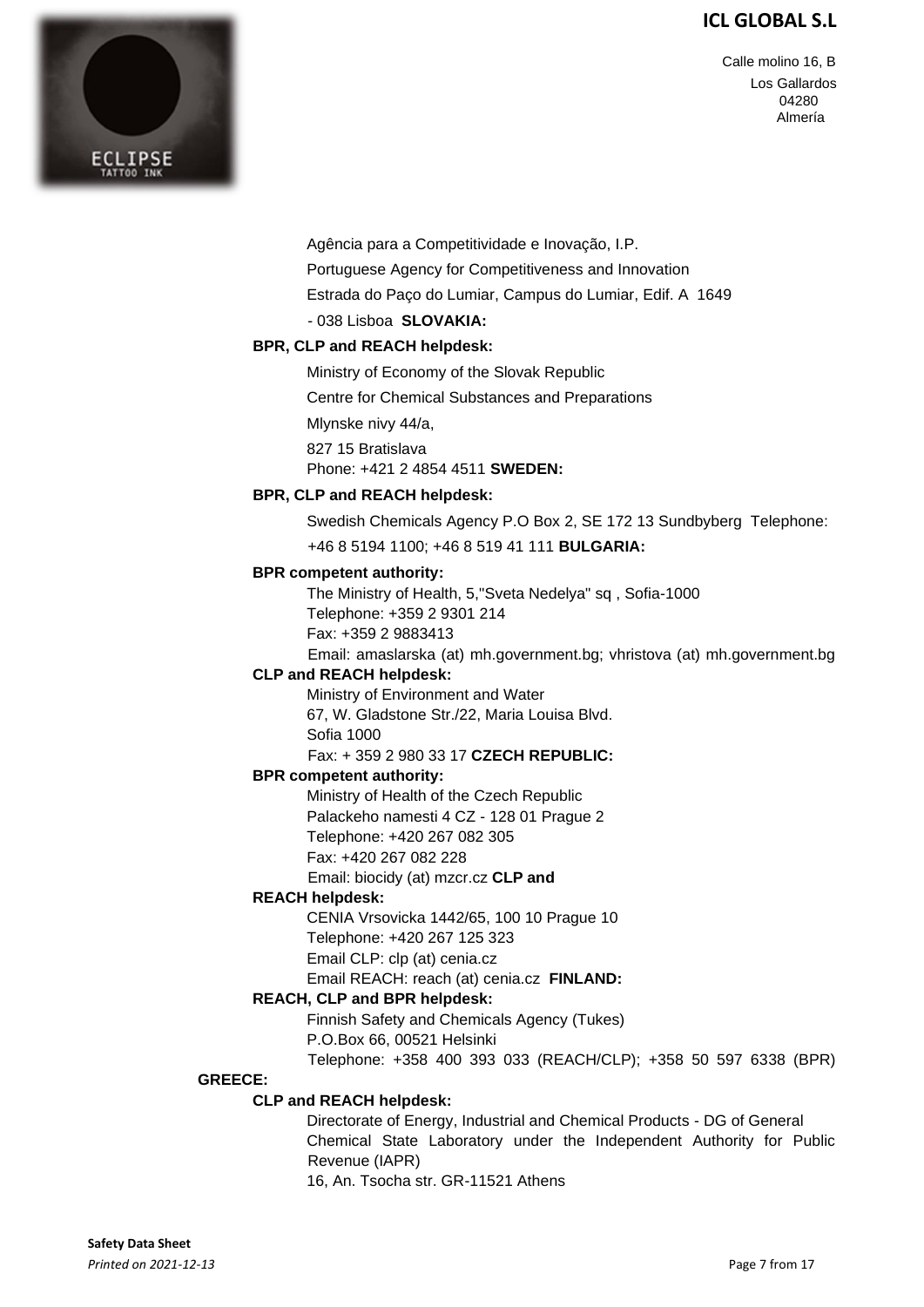Agência para a Competitividade e Inovação, I.P.

Portuguese Agency for Competitiveness and Innovation

Estrada do Paço do Lumiar, Campus do Lumiar, Edif. A 1649 - 038 Lisboa

**SLOVAKIA:**

**BPR, CLP and REACH helpdesk:**

Ministry of Economy of the Slovak Republic

Centre for Chemical Substances and Preparations

Mlynske nivy 44/a,

827 15 Bratislava

Phone: +421 2 4854 4511

**SWEDEN:**

**BPR, CLP and REACH helpdesk:**

Swedish Chemicals Agency P.O Box 2, SE 172 13 Sundbyberg Telephone: +46 8 5194 1100; +46 8 519 41 111

**BULGARIA:**

**BPR competent authority:**

The Ministry of Health, 5,"Sveta Nedelya" sq , Sofia-1000
Telephone: +359 2 9301 214
Fax: +359 2 9883413
Email: amaslarska (at) mh.government.bg; vhristova (at) mh.government.bg

**CLP and REACH helpdesk:**

Ministry of Environment and Water
67, W. Gladstone Str./22, Maria Louisa Blvd.
Sofia 1000
Fax: + 359 2 980 33 17

**CZECH REPUBLIC:**

**BPR competent authority:**

Ministry of Health of the Czech Republic
Palackeho namesti 4 CZ - 128 01 Prague 2
Telephone: +420 267 082 305
Fax: +420 267 082 228
Email: biocidy (at) mzcr.cz

**CLP and REACH helpdesk:**

CENIA Vrsovicka 1442/65, 100 10 Prague 10
Telephone: +420 267 125 323
Email CLP: clp (at) cenia.cz
Email REACH: reach (at) cenia.cz

**FINLAND:**

**REACH, CLP and BPR helpdesk:**

Finnish Safety and Chemicals Agency (Tukes)
P.O.Box 66, 00521 Helsinki
Telephone: +358 400 393 033 (REACH/CLP); +358 50 597 6338 (BPR)

**GREECE:**

**CLP and REACH helpdesk:**

Directorate of Energy, Industrial and Chemical Products - DG of General Chemical State Laboratory under the Independent Authority for Public Revenue (IAPR)
16, An. Tsocha str. GR-11521 Athens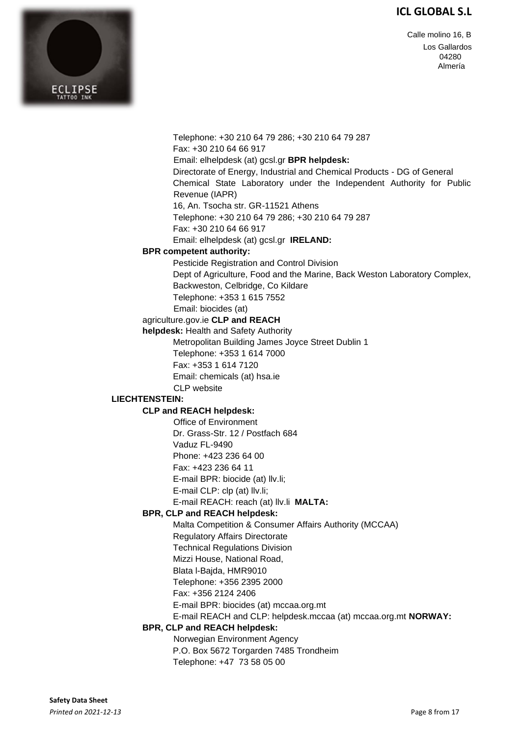Telephone: +30 210 64 79 286; +30 210 64 79 287
Fax: +30 210 64 66 917
Email: elhelpdesk (at) gcsl.gr **BPR helpdesk:**
Directorate of Energy, Industrial and Chemical Products - DG of General Chemical State Laboratory under the Independent Authority for Public Revenue (IAPR)
16, An. Tsocha str. GR-11521 Athens
Telephone: +30 210 64 79 286; +30 210 64 79 287
Fax: +30 210 64 66 917
Email: elhelpdesk (at) gcsl.gr **IRELAND:**

**BPR competent authority:**
Pesticide Registration and Control Division
Dept of Agriculture, Food and the Marine, Back Weston Laboratory Complex, Backweston, Celbridge, Co Kildare
Telephone: +353 1 615 7552
Email: biocides (at) agriculture.gov.ie **CLP and REACH helpdesk:** Health and Safety Authority
Metropolitan Building James Joyce Street Dublin 1
Telephone: +353 1 614 7000
Fax: +353 1 614 7120
Email: chemicals (at) hsa.ie
CLP website

**LIECHTENSTEIN:**

**CLP and REACH helpdesk:**
Office of Environment
Dr. Grass-Str. 12 / Postfach 684
Vaduz FL-9490
Phone: +423 236 64 00
Fax: +423 236 64 11
E-mail BPR: biocide (at) llv.li;
E-mail CLP: clp (at) llv.li;
E-mail REACH: reach (at) llv.li **MALTA:**

**BPR, CLP and REACH helpdesk:**
Malta Competition & Consumer Affairs Authority (MCCAA)
Regulatory Affairs Directorate
Technical Regulations Division
Mizzi House, National Road,
Blata l-Bajda, HMR9010
Telephone: +356 2395 2000
Fax: +356 2124 2406
E-mail BPR: biocides (at) mccaa.org.mt
E-mail REACH and CLP: helpdesk.mccaa (at) mccaa.org.mt **NORWAY:**

**BPR, CLP and REACH helpdesk:**
Norwegian Environment Agency
P.O. Box 5672 Torgarden 7485 Trondheim
Telephone: +47 73 58 05 00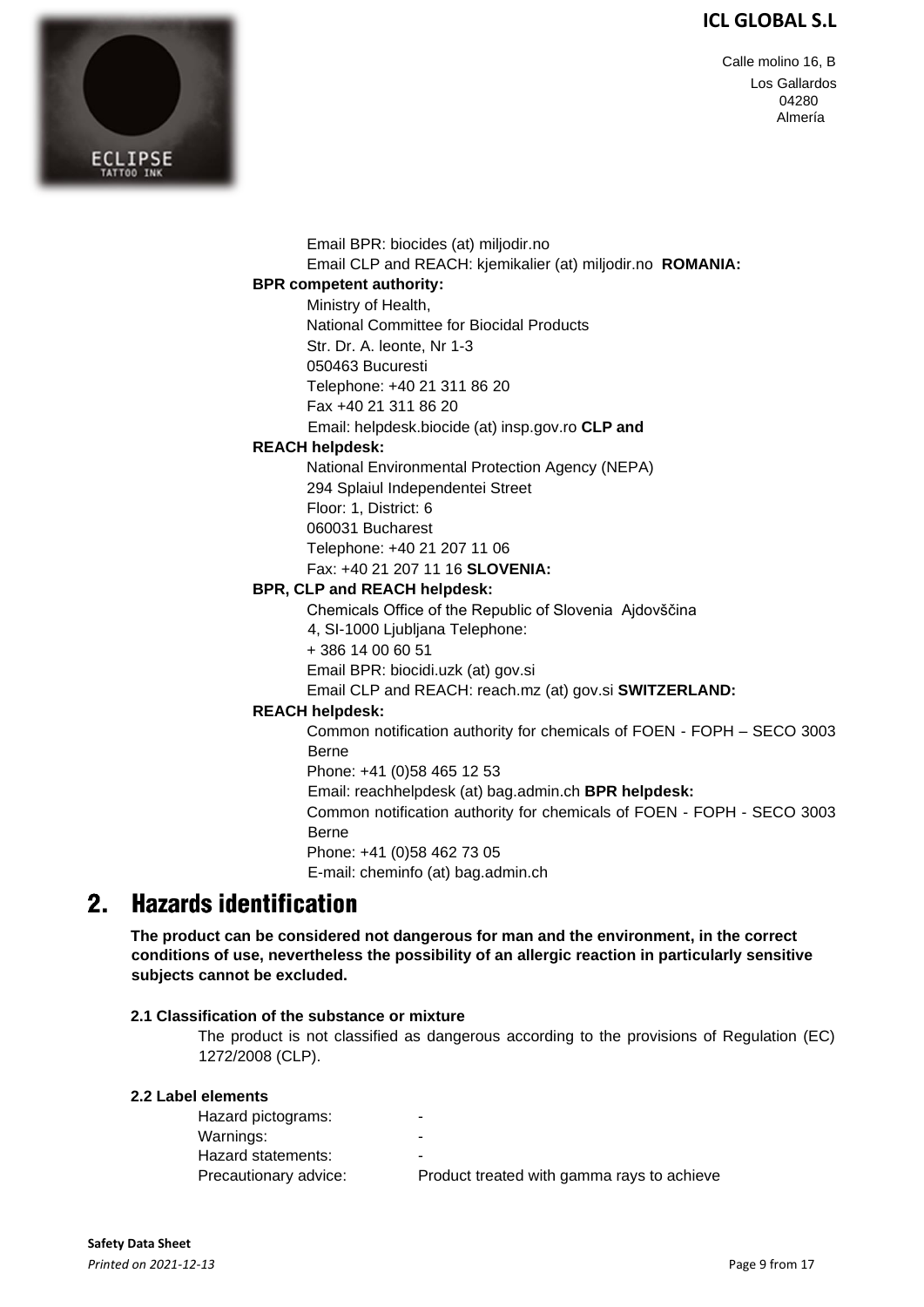Email BPR: biocides (at) miljodir.no

Email CLP and REACH: kjemikalier (at) miljodir.no **ROMANIA:**

**BPR competent authority:**

Ministry of Health,
National Committee for Biocidal Products
Str. Dr. A. leonte, Nr 1-3
050463 Bucuresti
Telephone: +40 21 311 86 20
Fax +40 21 311 86 20
Email: helpdesk.biocide (at) insp.gov.ro **CLP and**

**REACH helpdesk:**

National Environmental Protection Agency (NEPA)
294 Splaiul Independentei Street
Floor: 1, District: 6
060031 Bucharest
Telephone: +40 21 207 11 06
Fax: +40 21 207 11 16 **SLOVENIA:**

**BPR, CLP and REACH helpdesk:**

Chemicals Office of the Republic of Slovenia Ajdovščina
4, SI-1000 Ljubljana Telephone:
+ 386 14 00 60 51
Email BPR: biocidi.uzk (at) gov.si
Email CLP and REACH: reach.mz (at) gov.si **SWITZERLAND:**

**REACH helpdesk:**

Common notification authority for chemicals of FOEN - FOPH – SECO 3003 Berne
Phone: +41 (0)58 465 12 53
Email: reachhelpdesk (at) bag.admin.ch **BPR helpdesk:**
Common notification authority for chemicals of FOEN - FOPH - SECO 3003 Berne
Phone: +41 (0)58 462 73 05
E-mail: cheminfo (at) bag.admin.ch

# 2. Hazards identification

**The product can be considered not dangerous for man and the environment, in the correct conditions of use, nevertheless the possibility of an allergic reaction in particularly sensitive subjects cannot be excluded.**

### 2.1 Classification of the substance or mixture

The product is not classified as dangerous according to the provisions of Regulation (EC) 1272/2008 (CLP).

### 2.2 Label elements

| | |
|---|---|
| Hazard pictograms: | - |
| Warnings: | - |
| Hazard statements: | - |
| Precautionary advice: | Product treated with gamma rays to achieve |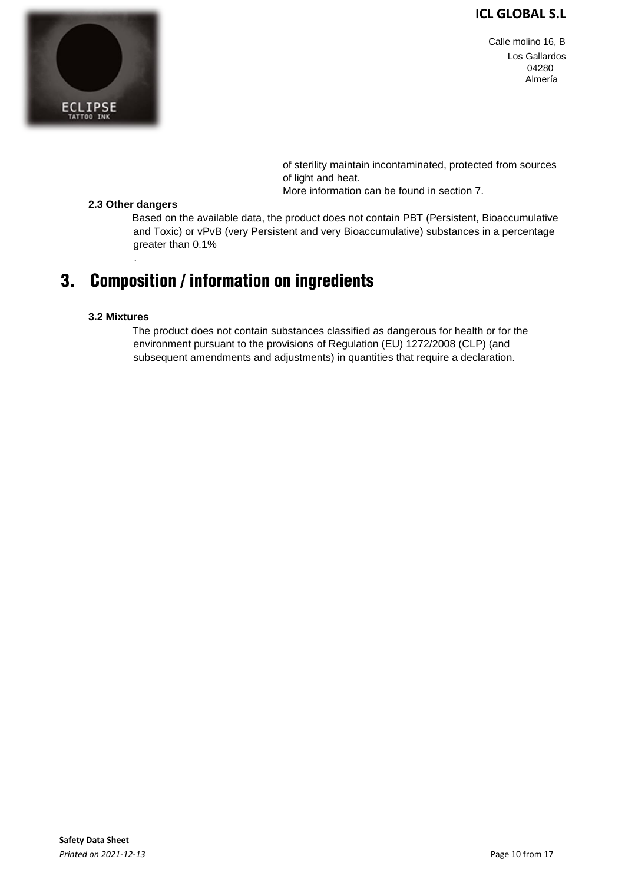of sterility maintain incontaminated, protected from sources of light and heat.
More information can be found in section 7.

**2.3 Other dangers**

Based on the available data, the product does not contain PBT (Persistent, Bioaccumulative and Toxic) or vPvB (very Persistent and very Bioaccumulative) substances in a percentage greater than 0.1%

.

# 3. Composition / information on ingredients

**3.2 Mixtures**

The product does not contain substances classified as dangerous for health or for the environment pursuant to the provisions of Regulation (EU) 1272/2008 (CLP) (and subsequent amendments and adjustments) in quantities that require a declaration.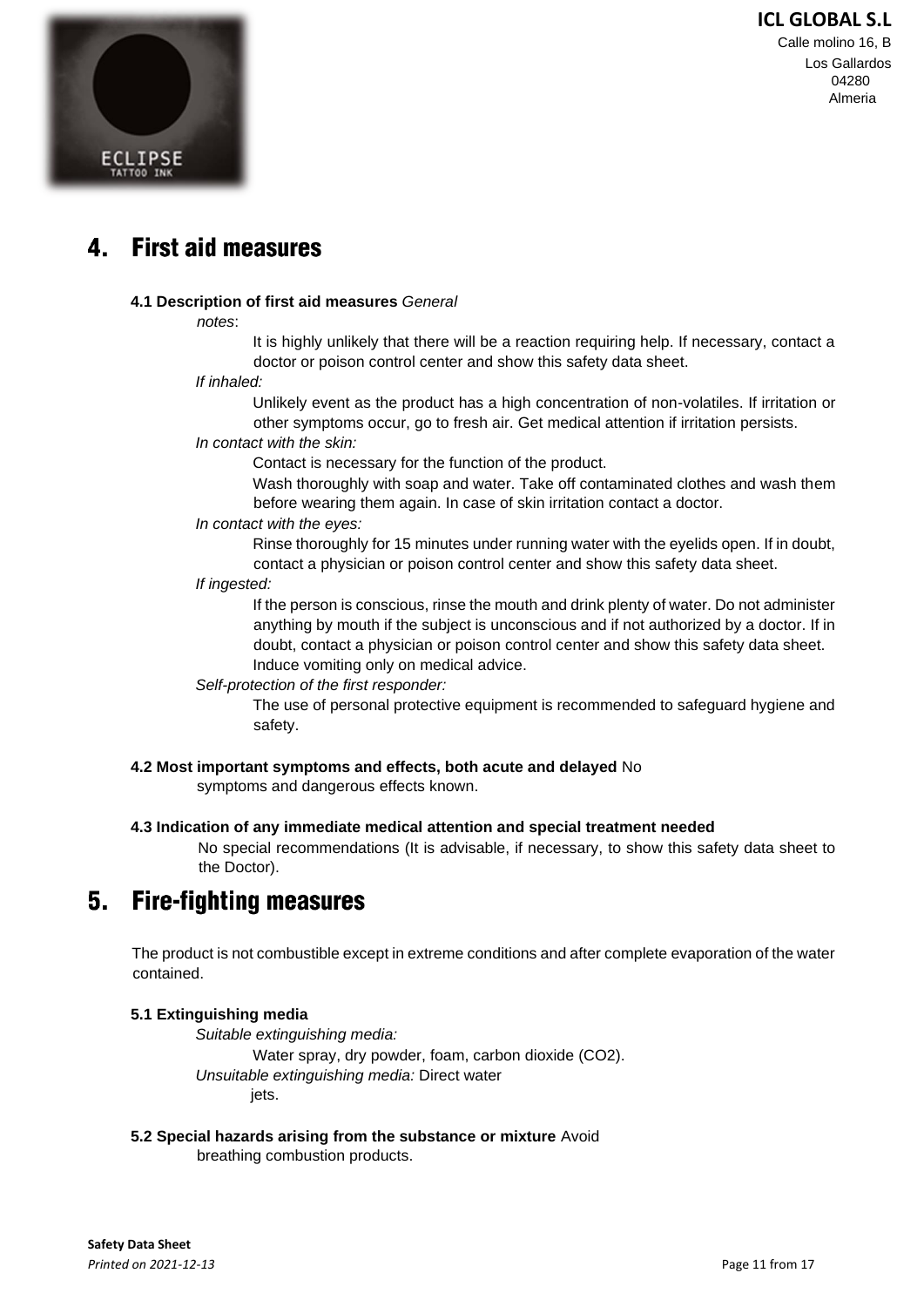## 4. First aid measures

**4.1 Description of first aid measures** *General notes*:

It is highly unlikely that there will be a reaction requiring help. If necessary, contact a doctor or poison control center and show this safety data sheet.

*If inhaled:*

Unlikely event as the product has a high concentration of non-volatiles. If irritation or other symptoms occur, go to fresh air. Get medical attention if irritation persists.

*In contact with the skin:*

Contact is necessary for the function of the product.

Wash thoroughly with soap and water. Take off contaminated clothes and wash them before wearing them again. In case of skin irritation contact a doctor.

*In contact with the eyes:*

Rinse thoroughly for 15 minutes under running water with the eyelids open. If in doubt, contact a physician or poison control center and show this safety data sheet.

*If ingested:*

If the person is conscious, rinse the mouth and drink plenty of water. Do not administer anything by mouth if the subject is unconscious and if not authorized by a doctor. If in doubt, contact a physician or poison control center and show this safety data sheet. Induce vomiting only on medical advice.

*Self-protection of the first responder:*

The use of personal protective equipment is recommended to safeguard hygiene and safety.

**4.2 Most important symptoms and effects, both acute and delayed** No symptoms and dangerous effects known.

**4.3 Indication of any immediate medical attention and special treatment needed**

No special recommendations (It is advisable, if necessary, to show this safety data sheet to the Doctor).

## 5. Fire-fighting measures

The product is not combustible except in extreme conditions and after complete evaporation of the water contained.

**5.1 Extinguishing media**

*Suitable extinguishing media:*

Water spray, dry powder, foam, carbon dioxide ($CO_2$).

*Unsuitable extinguishing media:* Direct water jets.

**5.2 Special hazards arising from the substance or mixture** Avoid breathing combustion products.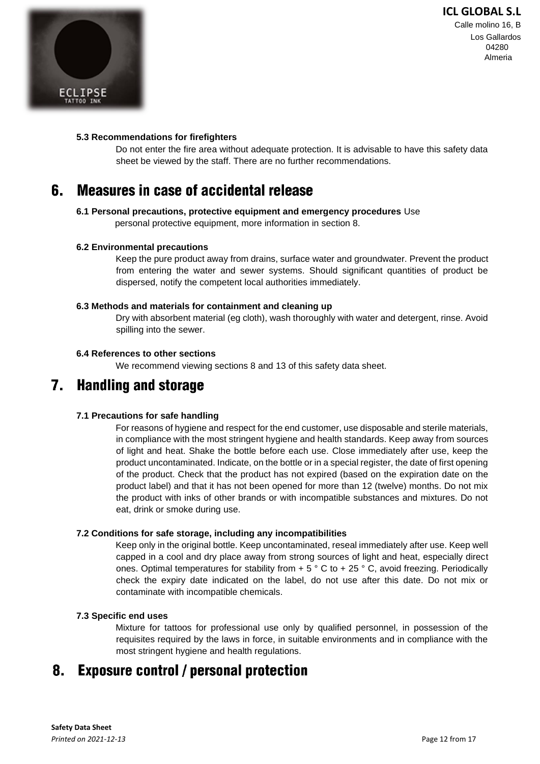#### 5.3 Recommendations for firefighters

Do not enter the fire area without adequate protection. It is advisable to have this safety data sheet be viewed by the staff. There are no further recommendations.

## 6. Measures in case of accidental release

#### 6.1 Personal precautions, protective equipment and emergency procedures

Use personal protective equipment, more information in section 8.

#### 6.2 Environmental precautions

Keep the pure product away from drains, surface water and groundwater. Prevent the product from entering the water and sewer systems. Should significant quantities of product be dispersed, notify the competent local authorities immediately.

#### 6.3 Methods and materials for containment and cleaning up

Dry with absorbent material (eg cloth), wash thoroughly with water and detergent, rinse. Avoid spilling into the sewer.

#### 6.4 References to other sections

We recommend viewing sections 8 and 13 of this safety data sheet.

## 7. Handling and storage

#### 7.1 Precautions for safe handling

For reasons of hygiene and respect for the end customer, use disposable and sterile materials, in compliance with the most stringent hygiene and health standards. Keep away from sources of light and heat. Shake the bottle before each use. Close immediately after use, keep the product uncontaminated. Indicate, on the bottle or in a special register, the date of first opening of the product. Check that the product has not expired (based on the expiration date on the product label) and that it has not been opened for more than 12 (twelve) months. Do not mix the product with inks of other brands or with incompatible substances and mixtures. Do not eat, drink or smoke during use.

#### 7.2 Conditions for safe storage, including any incompatibilities

Keep only in the original bottle. Keep uncontaminated, reseal immediately after use. Keep well capped in a cool and dry place away from strong sources of light and heat, especially direct ones. Optimal temperatures for stability from + 5 ° C to + 25 ° C, avoid freezing. Periodically check the expiry date indicated on the label, do not use after this date. Do not mix or contaminate with incompatible chemicals.

#### 7.3 Specific end uses

Mixture for tattoos for professional use only by qualified personnel, in possession of the requisites required by the laws in force, in suitable environments and in compliance with the most stringent hygiene and health regulations.

## 8. Exposure control / personal protection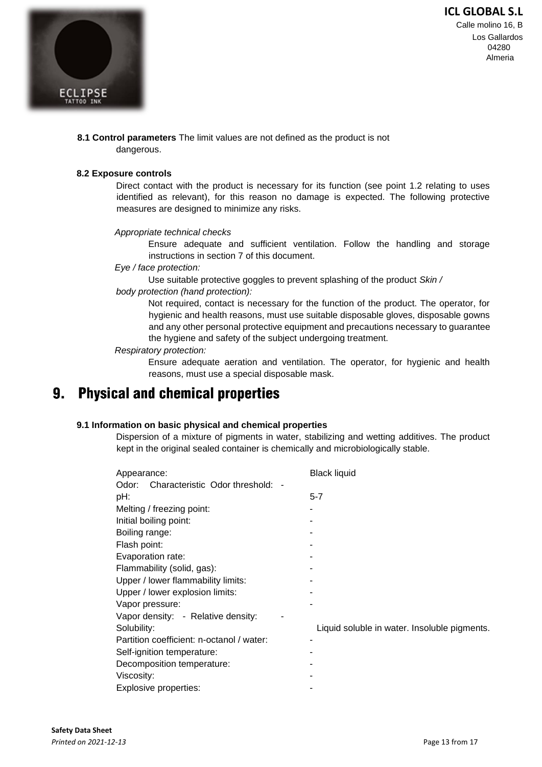**8.1 Control parameters** The limit values are not defined as the product is not dangerous.

**8.2 Exposure controls**

Direct contact with the product is necessary for its function (see point 1.2 relating to uses identified as relevant), for this reason no damage is expected. The following protective measures are designed to minimize any risks.

*Appropriate technical checks*

Ensure adequate and sufficient ventilation. Follow the handling and storage instructions in section 7 of this document.

*Eye / face protection:*

Use suitable protective goggles to prevent splashing of the product

*Skin / body protection (hand protection):*

Not required, contact is necessary for the function of the product. The operator, for hygienic and health reasons, must use suitable disposable gloves, disposable gowns and any other personal protective equipment and precautions necessary to guarantee the hygiene and safety of the subject undergoing treatment.

*Respiratory protection:*

Ensure adequate aeration and ventilation. The operator, for hygienic and health reasons, must use a special disposable mask.

# 9. Physical and chemical properties

**9.1 Information on basic physical and chemical properties**

Dispersion of a mixture of pigments in water, stabilizing and wetting additives. The product kept in the original sealed container is chemically and microbiologically stable.

| | |
|---|---|
| Appearance: | Black liquid |
| Odor: | Characteristic |
| Odor threshold: | - |
| pH: | 5-7 |
| Melting / freezing point: | - |
| Initial boiling point: | - |
| Boiling range: | - |
| Flash point: | - |
| Evaporation rate: | - |
| Flammability (solid, gas): | - |
| Upper / lower flammability limits: | - |
| Upper / lower explosion limits: | - |
| Vapor pressure: | - |
| Vapor density: | - |
| Relative density: | - |
| Solubility: | Liquid soluble in water. Insoluble pigments. |
| Partition coefficient: n-octanol / water: | - |
| Self-ignition temperature: | - |
| Decomposition temperature: | - |
| Viscosity: | - |
| Explosive properties: | - |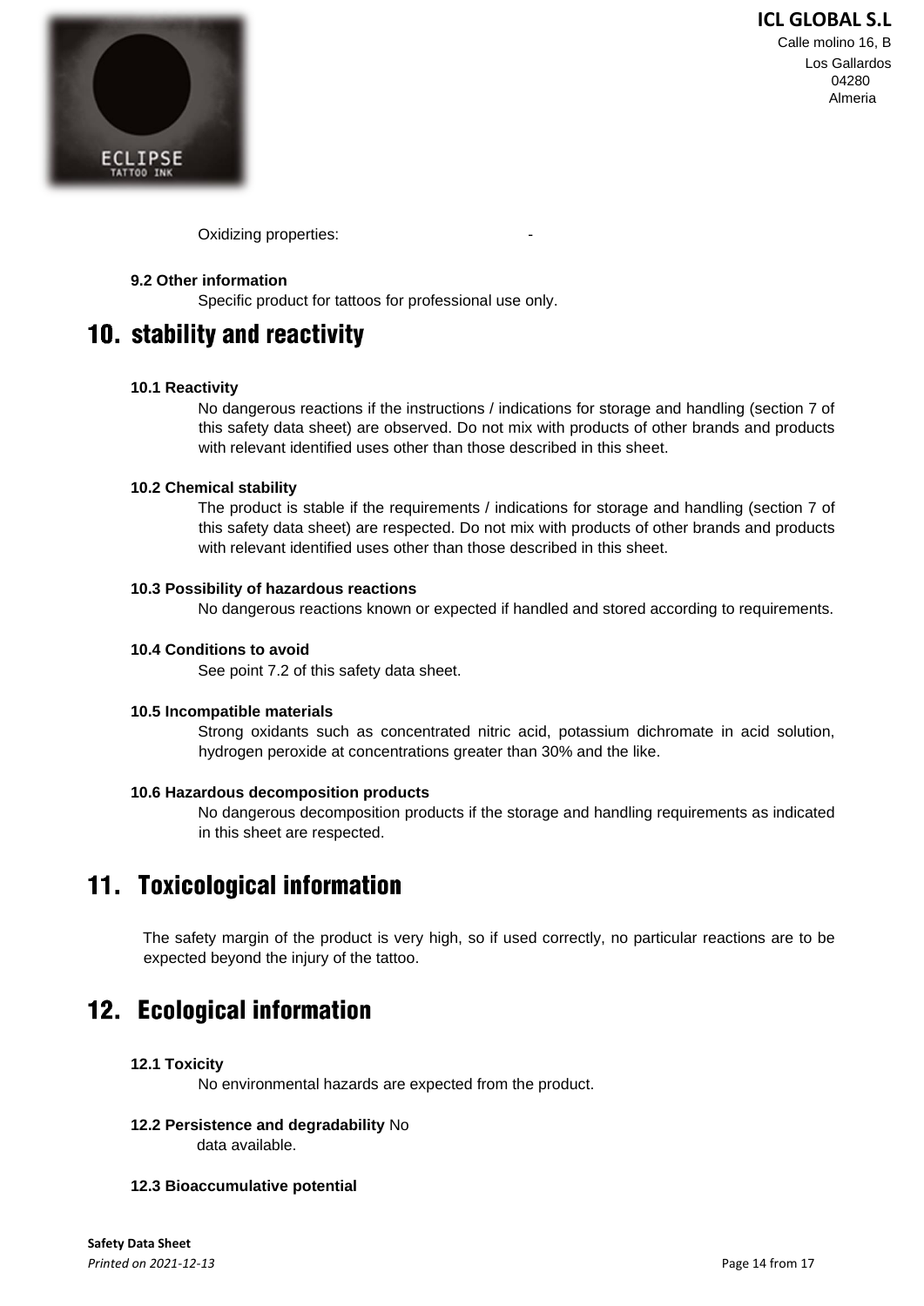Oxidizing properties: -

**9.2 Other information**

Specific product for tattoos for professional use only.

## 10. stability and reactivity

**10.1 Reactivity**

No dangerous reactions if the instructions / indications for storage and handling (section 7 of this safety data sheet) are observed. Do not mix with products of other brands and products with relevant identified uses other than those described in this sheet.

**10.2 Chemical stability**

The product is stable if the requirements / indications for storage and handling (section 7 of this safety data sheet) are respected. Do not mix with products of other brands and products with relevant identified uses other than those described in this sheet.

**10.3 Possibility of hazardous reactions**

No dangerous reactions known or expected if handled and stored according to requirements.

**10.4 Conditions to avoid**

See point 7.2 of this safety data sheet.

**10.5 Incompatible materials**

Strong oxidants such as concentrated nitric acid, potassium dichromate in acid solution, hydrogen peroxide at concentrations greater than 30% and the like.

**10.6 Hazardous decomposition products**

No dangerous decomposition products if the storage and handling requirements as indicated in this sheet are respected.

## 11. Toxicological information

The safety margin of the product is very high, so if used correctly, no particular reactions are to be expected beyond the injury of the tattoo.

## 12. Ecological information

**12.1 Toxicity**

No environmental hazards are expected from the product.

**12.2 Persistence and degradability** No data available.

**12.3 Bioaccumulative potential**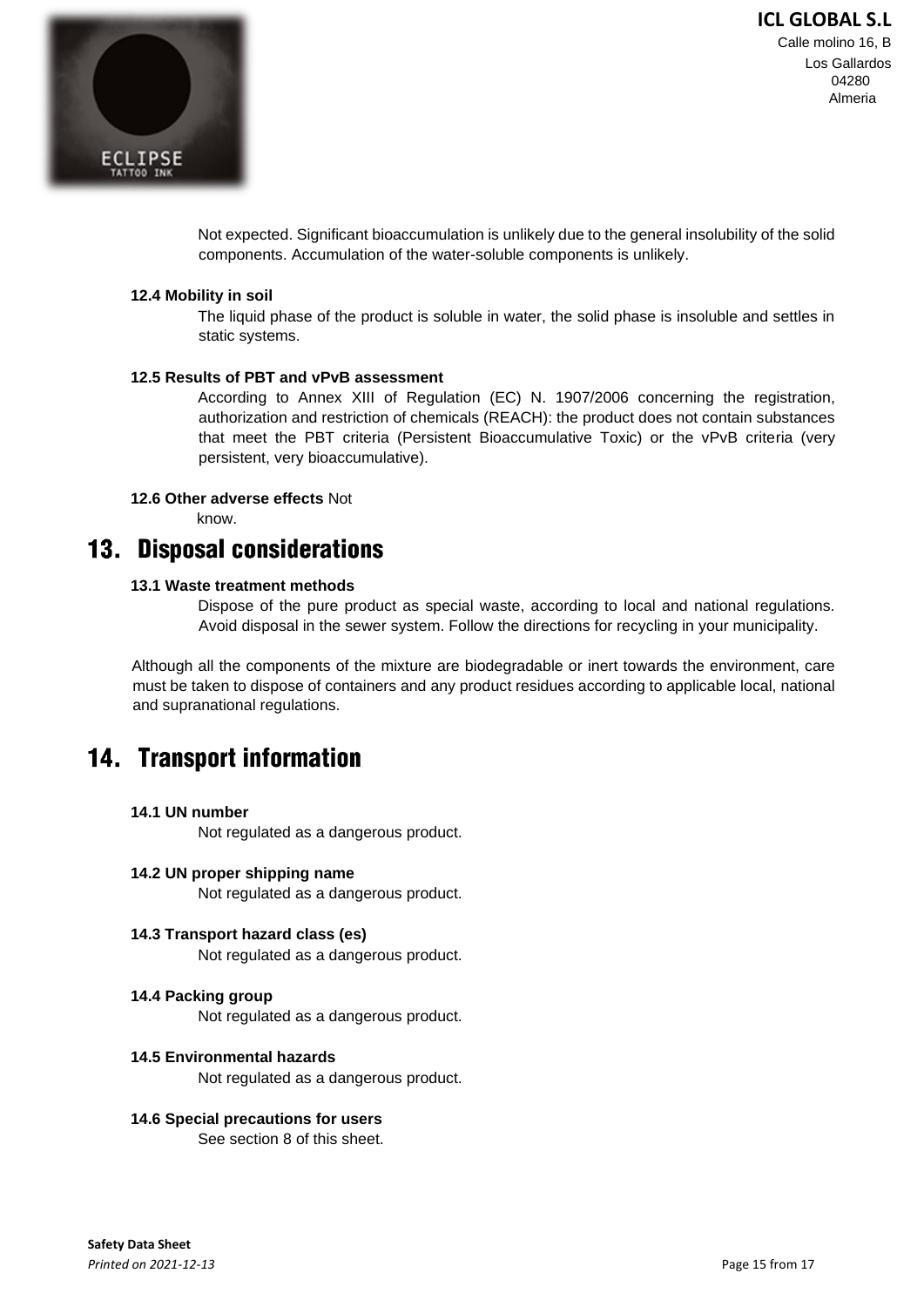Not expected. Significant bioaccumulation is unlikely due to the general insolubility of the solid components. Accumulation of the water-soluble components is unlikely.

**12.4 Mobility in soil**

The liquid phase of the product is soluble in water, the solid phase is insoluble and settles in static systems.

**12.5 Results of PBT and vPvB assessment**

According to Annex XIII of Regulation (EC) N. 1907/2006 concerning the registration, authorization and restriction of chemicals (REACH): the product does not contain substances that meet the PBT criteria (Persistent Bioaccumulative Toxic) or the vPvB criteria (very persistent, very bioaccumulative).

**12.6 Other adverse effects** Not know.

# 13. Disposal considerations

**13.1 Waste treatment methods**

Dispose of the pure product as special waste, according to local and national regulations. Avoid disposal in the sewer system. Follow the directions for recycling in your municipality.

Although all the components of the mixture are biodegradable or inert towards the environment, care must be taken to dispose of containers and any product residues according to applicable local, national and supranational regulations.

# 14. Transport information

**14.1 UN number**

Not regulated as a dangerous product.

**14.2 UN proper shipping name**

Not regulated as a dangerous product.

**14.3 Transport hazard class (es)**

Not regulated as a dangerous product.

**14.4 Packing group**

Not regulated as a dangerous product.

**14.5 Environmental hazards**

Not regulated as a dangerous product.

**14.6 Special precautions for users**

See section 8 of this sheet.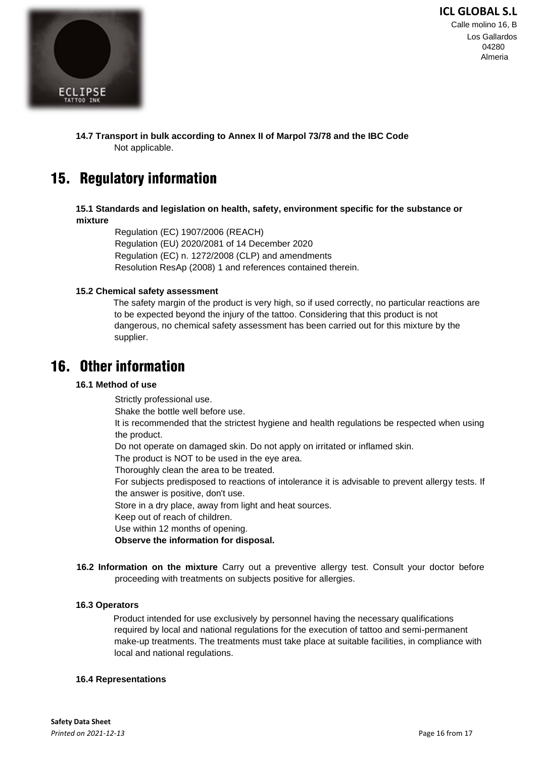**14.7 Transport in bulk according to Annex II of Marpol 73/78 and the IBC Code**

Not applicable.

# 15. Regulatory information

**15.1 Standards and legislation on health, safety, environment specific for the substance or mixture**

Regulation (EC) 1907/2006 (REACH)
Regulation (EU) 2020/2081 of 14 December 2020
Regulation (EC) n. 1272/2008 (CLP) and amendments
Resolution ResAp (2008) 1 and references contained therein.

**15.2 Chemical safety assessment**

The safety margin of the product is very high, so if used correctly, no particular reactions are to be expected beyond the injury of the tattoo. Considering that this product is not dangerous, no chemical safety assessment has been carried out for this mixture by the supplier.

# 16. Other information

**16.1 Method of use**

Strictly professional use.
Shake the bottle well before use.
It is recommended that the strictest hygiene and health regulations be respected when using the product.
Do not operate on damaged skin. Do not apply on irritated or inflamed skin.
The product is NOT to be used in the eye area.
Thoroughly clean the area to be treated.
For subjects predisposed to reactions of intolerance it is advisable to prevent allergy tests. If the answer is positive, don't use.
Store in a dry place, away from light and heat sources.
Keep out of reach of children.
Use within 12 months of opening.
**Observe the information for disposal.**

**16.2 Information on the mixture** Carry out a preventive allergy test. Consult your doctor before proceeding with treatments on subjects positive for allergies.

**16.3 Operators**

Product intended for use exclusively by personnel having the necessary qualifications required by local and national regulations for the execution of tattoo and semi-permanent make-up treatments. The treatments must take place at suitable facilities, in compliance with local and national regulations.

**16.4 Representations**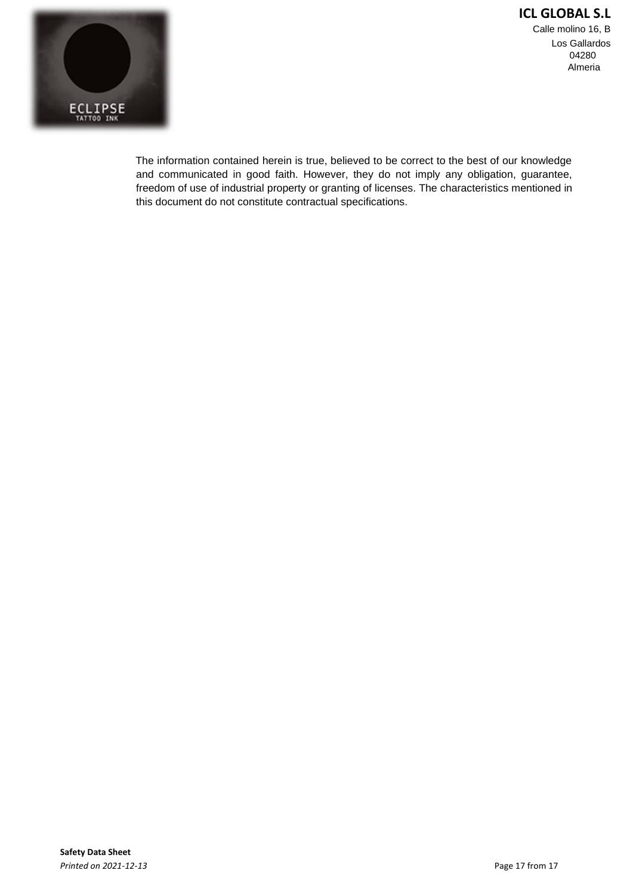The information contained herein is true, believed to be correct to the best of our knowledge and communicated in good faith. However, they do not imply any obligation, guarantee, freedom of use of industrial property or granting of licenses. The characteristics mentioned in this document do not constitute contractual specifications.